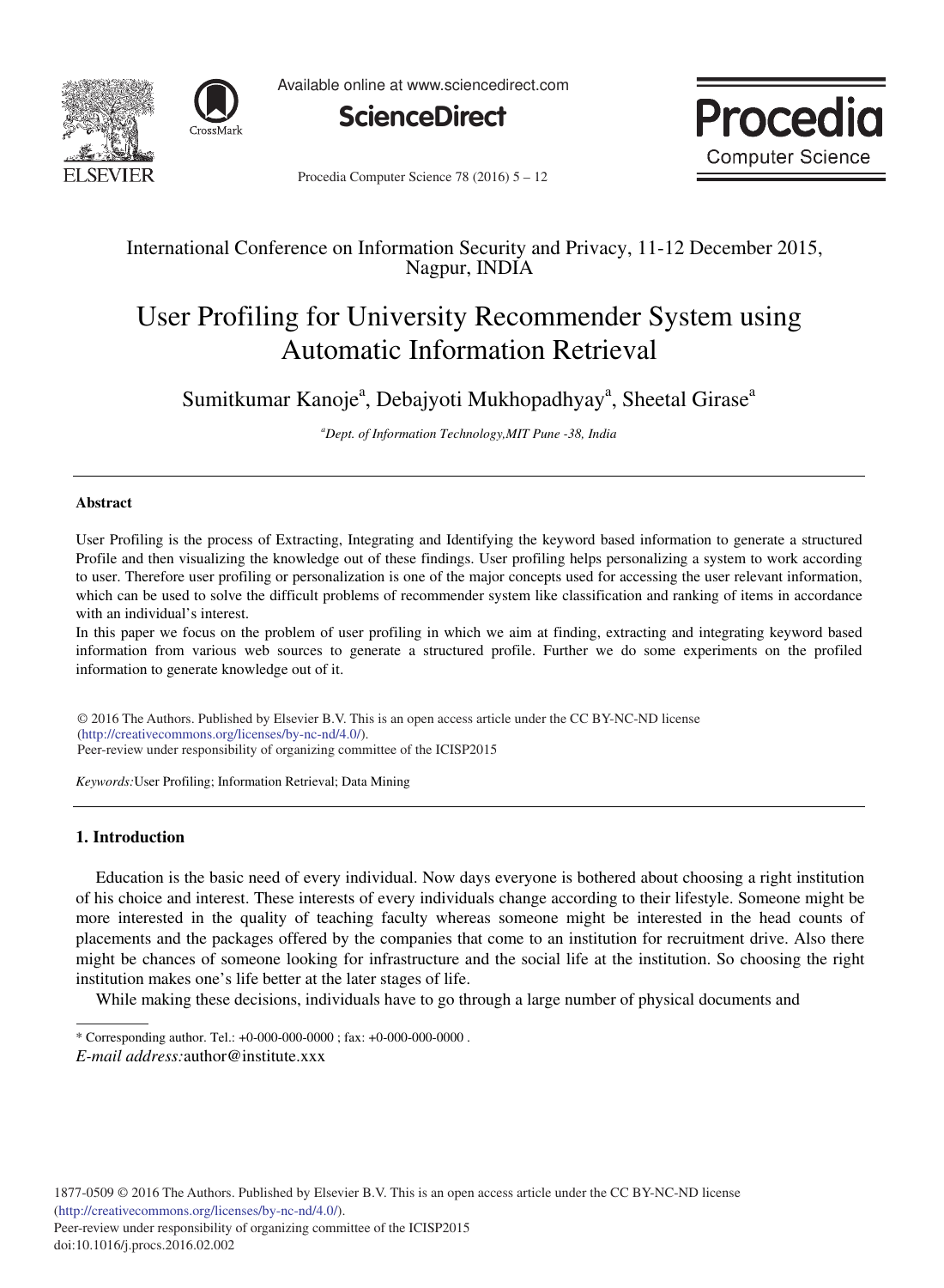International Conference on Information Security and Privacy, 11-12 December 2015, Nagpur, INDIA

# User Profiling for University Recommender System using Automatic Information Retrieval

Sumitkumar Kanoje[a], Debajyoti Mukhopadhyay[a], Sheetal Girase[a]

*[a]Dept. of Information Technology,MIT Pune -38, India*

---

### Abstract

User Profiling is the process of Extracting, Integrating and Identifying the keyword based information to generate a structured Profile and then visualizing the knowledge out of these findings. User profiling helps personalizing a system to work according to user. Therefore user profiling or personalization is one of the major concepts used for accessing the user relevant information, which can be used to solve the difficult problems of recommender system like classification and ranking of items in accordance with an individual's interest.

In this paper we focus on the problem of user profiling in which we aim at finding, extracting and integrating keyword based information from various web sources to generate a structured profile. Further we do some experiments on the profiled information to generate knowledge out of it.

© 2016 The Authors. Published by Elsevier B.V. This is an open access article under the CC BY-NC-ND license (http://creativecommons.org/licenses/by-nc-nd/4.0/).
Peer-review under responsibility of organizing committee of the ICISP2015

*Keywords:* User Profiling; Information Retrieval; Data Mining

---

## 1. Introduction

Education is the basic need of every individual. Now days everyone is bothered about choosing a right institution of his choice and interest. These interests of every individuals change according to their lifestyle. Someone might be more interested in the quality of teaching faculty whereas someone might be interested in the head counts of placements and the packages offered by the companies that come to an institution for recruitment drive. Also there might be chances of someone looking for infrastructure and the social life at the institution. So choosing the right institution makes one's life better at the later stages of life.

While making these decisions, individuals have to go through a large number of physical documents and

---

\* Corresponding author. Tel.: +0-000-000-0000 ; fax: +0-000-000-0000 .
*E-mail address:* author@institute.xxx

1877-0509 © 2016 The Authors. Published by Elsevier B.V. This is an open access article under the CC BY-NC-ND license (http://creativecommons.org/licenses/by-nc-nd/4.0/).
Peer-review under responsibility of organizing committee of the ICISP2015
doi:10.1016/j.procs.2016.02.002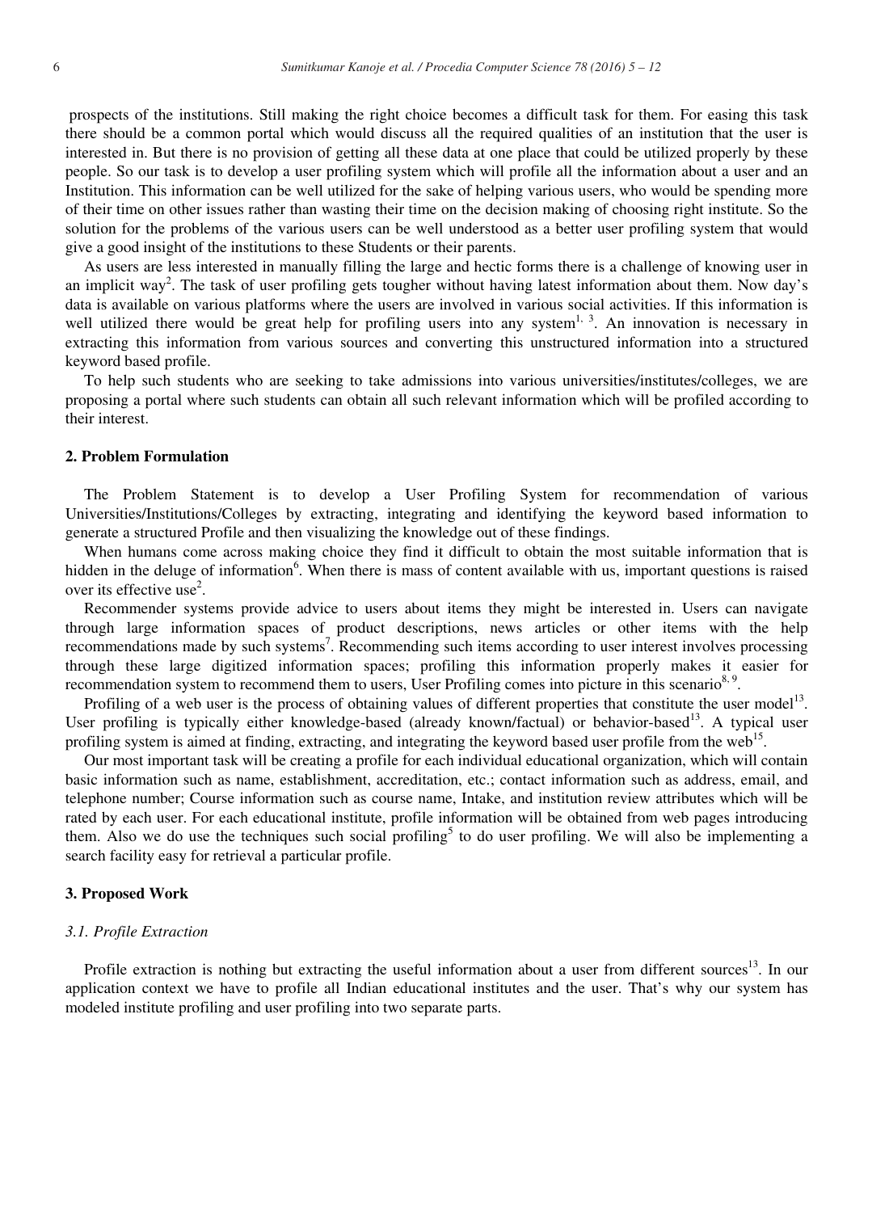prospects of the institutions. Still making the right choice becomes a difficult task for them. For easing this task there should be a common portal which would discuss all the required qualities of an institution that the user is interested in. But there is no provision of getting all these data at one place that could be utilized properly by these people. So our task is to develop a user profiling system which will profile all the information about a user and an Institution. This information can be well utilized for the sake of helping various users, who would be spending more of their time on other issues rather than wasting their time on the decision making of choosing right institute. So the solution for the problems of the various users can be well understood as a better user profiling system that would give a good insight of the institutions to these Students or their parents.

As users are less interested in manually filling the large and hectic forms there is a challenge of knowing user in an implicit way[2]. The task of user profiling gets tougher without having latest information about them. Now day's data is available on various platforms where the users are involved in various social activities. If this information is well utilized there would be great help for profiling users into any system[1, 3]. An innovation is necessary in extracting this information from various sources and converting this unstructured information into a structured keyword based profile.

To help such students who are seeking to take admissions into various universities/institutes/colleges, we are proposing a portal where such students can obtain all such relevant information which will be profiled according to their interest.

## 2. Problem Formulation

The Problem Statement is to develop a User Profiling System for recommendation of various Universities/Institutions/Colleges by extracting, integrating and identifying the keyword based information to generate a structured Profile and then visualizing the knowledge out of these findings.

When humans come across making choice they find it difficult to obtain the most suitable information that is hidden in the deluge of information[6]. When there is mass of content available with us, important questions is raised over its effective use[2].

Recommender systems provide advice to users about items they might be interested in. Users can navigate through large information spaces of product descriptions, news articles or other items with the help recommendations made by such systems[7]. Recommending such items according to user interest involves processing through these large digitized information spaces; profiling this information properly makes it easier for recommendation system to recommend them to users, User Profiling comes into picture in this scenario[8, 9].

Profiling of a web user is the process of obtaining values of different properties that constitute the user model[13]. User profiling is typically either knowledge-based (already known/factual) or behavior-based[13]. A typical user profiling system is aimed at finding, extracting, and integrating the keyword based user profile from the web[15].

Our most important task will be creating a profile for each individual educational organization, which will contain basic information such as name, establishment, accreditation, etc.; contact information such as address, email, and telephone number; Course information such as course name, Intake, and institution review attributes which will be rated by each user. For each educational institute, profile information will be obtained from web pages introducing them. Also we do use the techniques such social profiling[5] to do user profiling. We will also be implementing a search facility easy for retrieval a particular profile.

## 3. Proposed Work

### *3.1. Profile Extraction*

Profile extraction is nothing but extracting the useful information about a user from different sources[13]. In our application context we have to profile all Indian educational institutes and the user. That's why our system has modeled institute profiling and user profiling into two separate parts.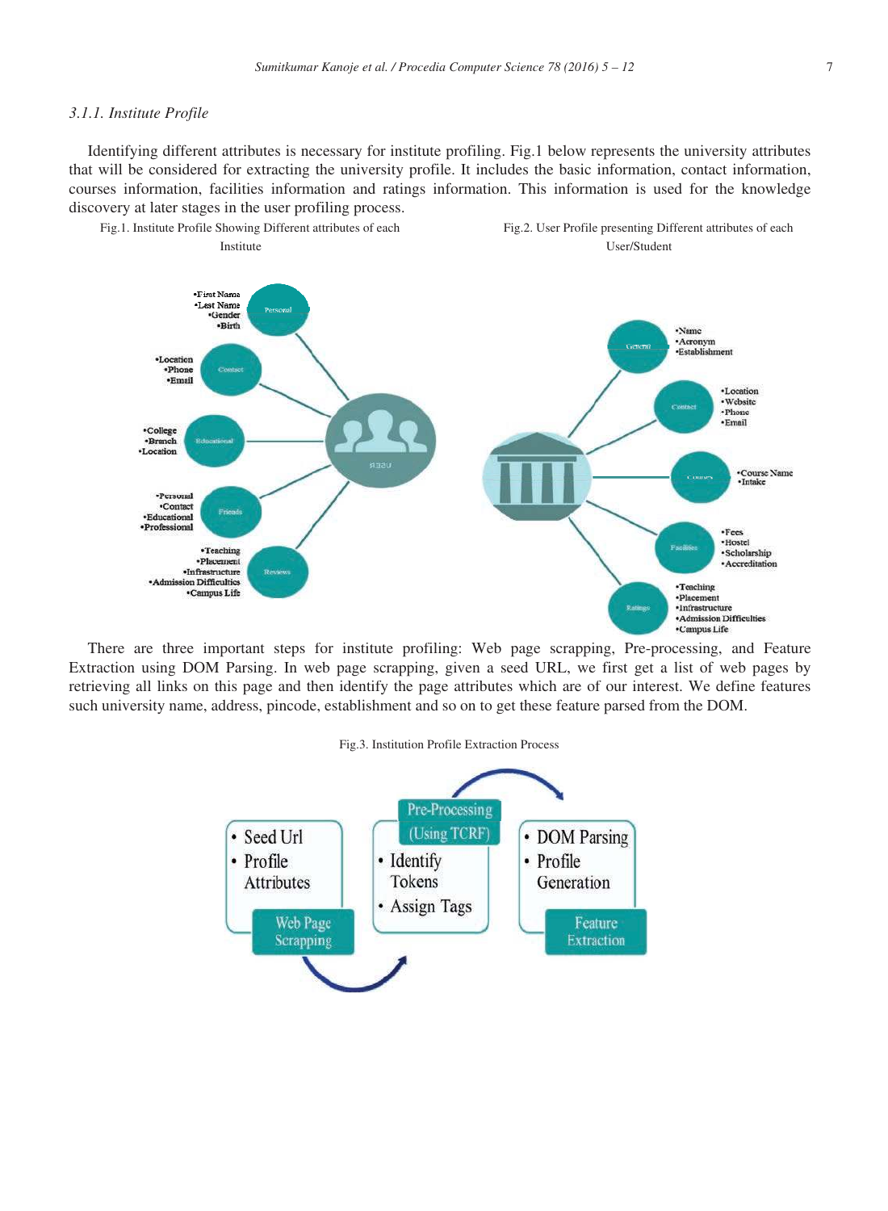### 3.1.1. Institute Profile

Identifying different attributes is necessary for institute profiling. Fig.1 below represents the university attributes that will be considered for extracting the university profile. It includes the basic information, contact information, courses information, facilities information and ratings information. This information is used for the knowledge discovery at later stages in the user profiling process.

Fig.1. Institute Profile Showing Different attributes of each Institute

Fig.2. User Profile presenting Different attributes of each User/Student

There are three important steps for institute profiling: Web page scrapping, Pre-processing, and Feature Extraction using DOM Parsing. In web page scrapping, given a seed URL, we first get a list of web pages by retrieving all links on this page and then identify the page attributes which are of our interest. We define features such university name, address, pincode, establishment and so on to get these feature parsed from the DOM.

Fig.3. Institution Profile Extraction Process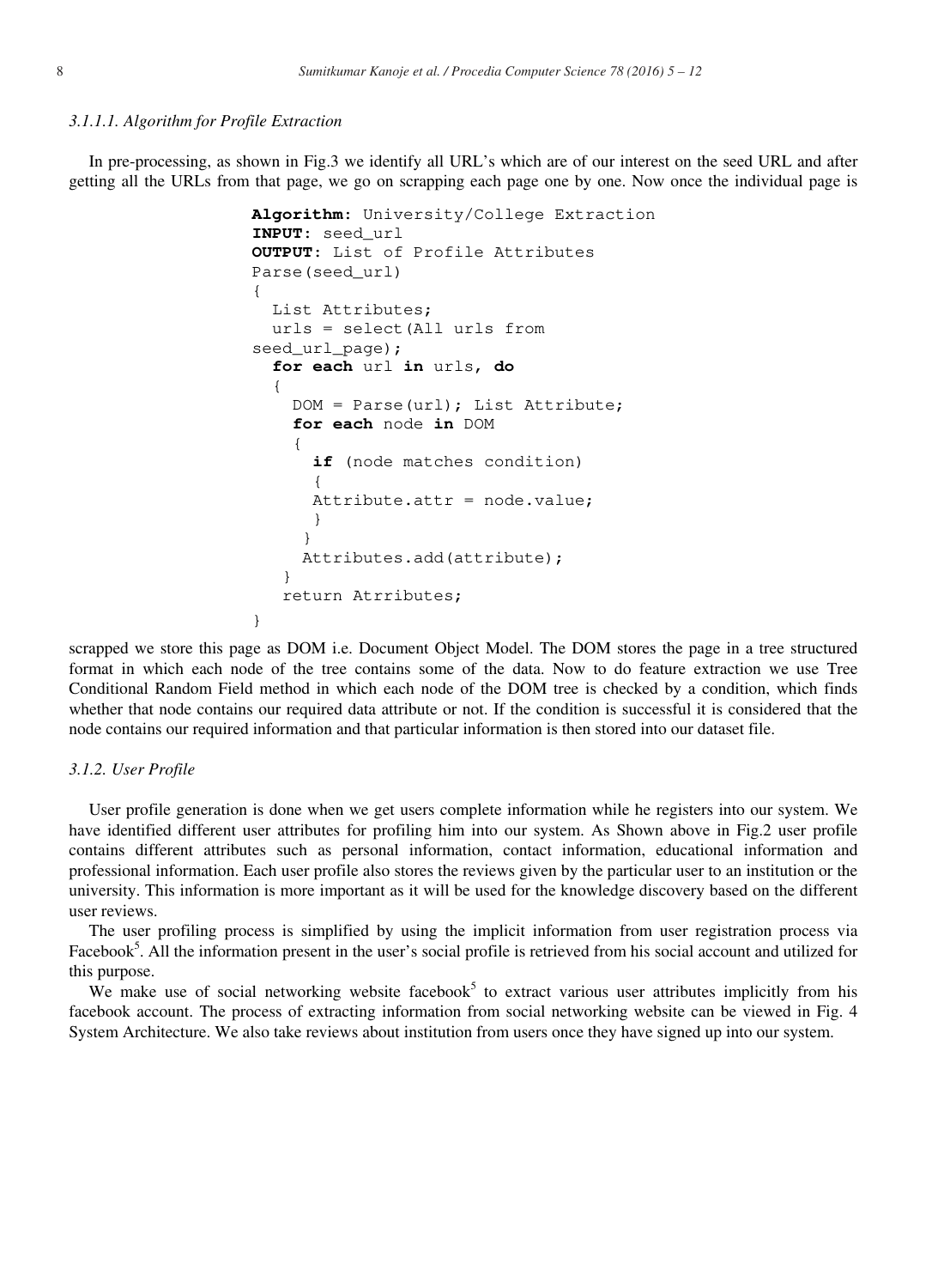#### 3.1.1.1. Algorithm for Profile Extraction

In pre-processing, as shown in Fig.3 we identify all URL's which are of our interest on the seed URL and after getting all the URLs from that page, we go on scrapping each page one by one. Now once the individual page is

```
Algorithm: University/College Extraction
INPUT: seed_url
OUTPUT: List of Profile Attributes
Parse(seed_url)
{
  List Attributes;
  urls = select(All urls from
seed_url_page);
  for each url in urls, do
  {
    DOM = Parse(url); List Attribute;
    for each node in DOM
    {
      if (node matches condition)
      {
      Attribute.attr = node.value;
      }
     }
     Attributes.add(attribute);
   }
   return Atrributes;
}
```

scrapped we store this page as DOM i.e. Document Object Model. The DOM stores the page in a tree structured format in which each node of the tree contains some of the data. Now to do feature extraction we use Tree Conditional Random Field method in which each node of the DOM tree is checked by a condition, which finds whether that node contains our required data attribute or not. If the condition is successful it is considered that the node contains our required information and that particular information is then stored into our dataset file.

### 3.1.2. User Profile

User profile generation is done when we get users complete information while he registers into our system. We have identified different user attributes for profiling him into our system. As Shown above in Fig.2 user profile contains different attributes such as personal information, contact information, educational information and professional information. Each user profile also stores the reviews given by the particular user to an institution or the university. This information is more important as it will be used for the knowledge discovery based on the different user reviews.

The user profiling process is simplified by using the implicit information from user registration process via Facebook[5]. All the information present in the user's social profile is retrieved from his social account and utilized for this purpose.

We make use of social networking website facebook[5] to extract various user attributes implicitly from his facebook account. The process of extracting information from social networking website can be viewed in Fig. 4 System Architecture. We also take reviews about institution from users once they have signed up into our system.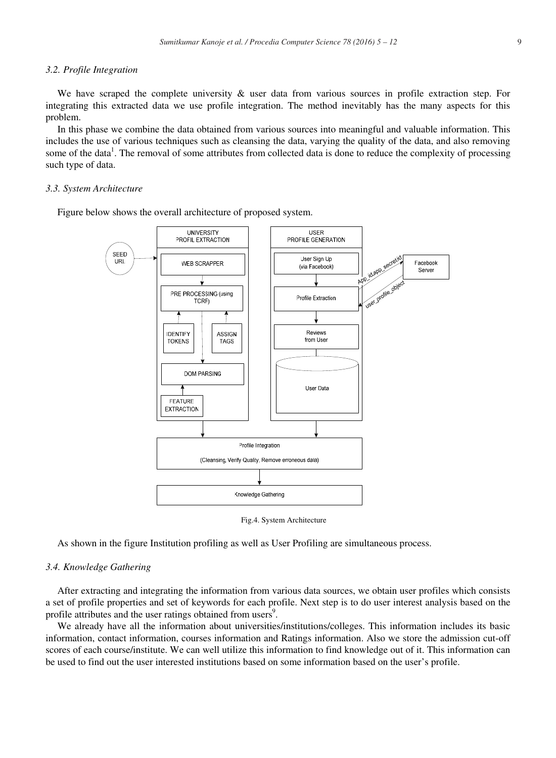### 3.2. Profile Integration

We have scraped the complete university & user data from various sources in profile extraction step. For integrating this extracted data we use profile integration. The method inevitably has the many aspects for this problem.

In this phase we combine the data obtained from various sources into meaningful and valuable information. This includes the use of various techniques such as cleansing the data, varying the quality of the data, and also removing some of the data[1]. The removal of some attributes from collected data is done to reduce the complexity of processing such type of data.

### 3.3. System Architecture

Figure below shows the overall architecture of proposed system.

Fig.4. System Architecture

As shown in the figure Institution profiling as well as User Profiling are simultaneous process.

### 3.4. Knowledge Gathering

After extracting and integrating the information from various data sources, we obtain user profiles which consists a set of profile properties and set of keywords for each profile. Next step is to do user interest analysis based on the profile attributes and the user ratings obtained from users[9].

We already have all the information about universities/institutions/colleges. This information includes its basic information, contact information, courses information and Ratings information. Also we store the admission cut-off scores of each course/institute. We can well utilize this information to find knowledge out of it. This information can be used to find out the user interested institutions based on some information based on the user's profile.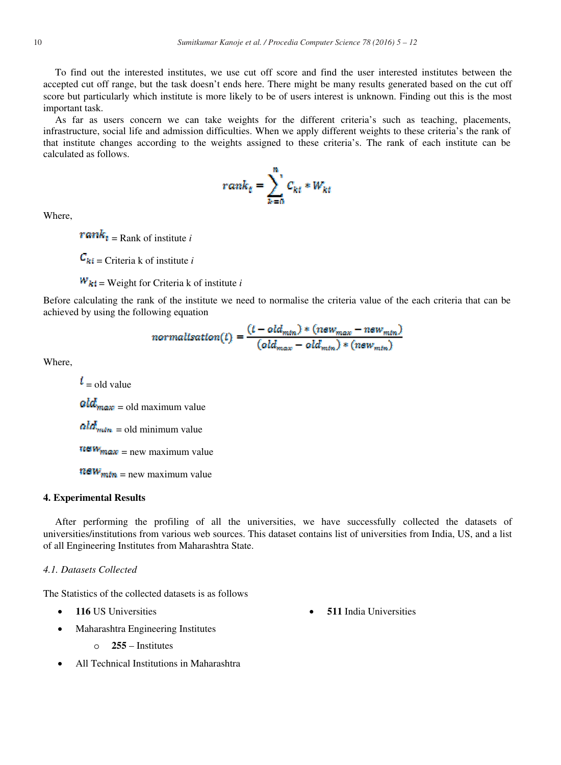To find out the interested institutes, we use cut off score and find the user interested institutes between the accepted cut off range, but the task doesn't ends here. There might be many results generated based on the cut off score but particularly which institute is more likely to be of users interest is unknown. Finding out this is the most important task.

As far as users concern we can take weights for the different criteria's such as teaching, placements, infrastructure, social life and admission difficulties. When we apply different weights to these criteria's the rank of that institute changes according to the weights assigned to these criteria's. The rank of each institute can be calculated as follows.

$$rank_i = \sum_{k=0}^{n} C_{ki} * W_{ki}$$

Where,

$rank_i$ = Rank of institute *i*

$C_{ki}$ = Criteria k of institute *i*

$W_{ki}$ = Weight for Criteria k of institute *i*

Before calculating the rank of the institute we need to normalise the criteria value of the each criteria that can be achieved by using the following equation

$$normalisation(i) = \frac{(i - old_{min}) * (new_{max} - new_{min})}{(old_{max} - old_{min}) * (new_{min})}$$

Where,

$i$ = old value

$old_{max}$ = old maximum value

$old_{min}$ = old minimum value

$new_{max}$ = new maximum value

$new_{min}$ = new maximum value

## 4. Experimental Results

After performing the profiling of all the universities, we have successfully collected the datasets of universities/institutions from various web sources. This dataset contains list of universities from India, US, and a list of all Engineering Institutes from Maharashtra State.

### *4.1. Datasets Collected*

The Statistics of the collected datasets is as follows

- **116** US Universities
- Maharashtra Engineering Institutes
  - **255** – Institutes
- All Technical Institutions in Maharashtra
- **511** India Universities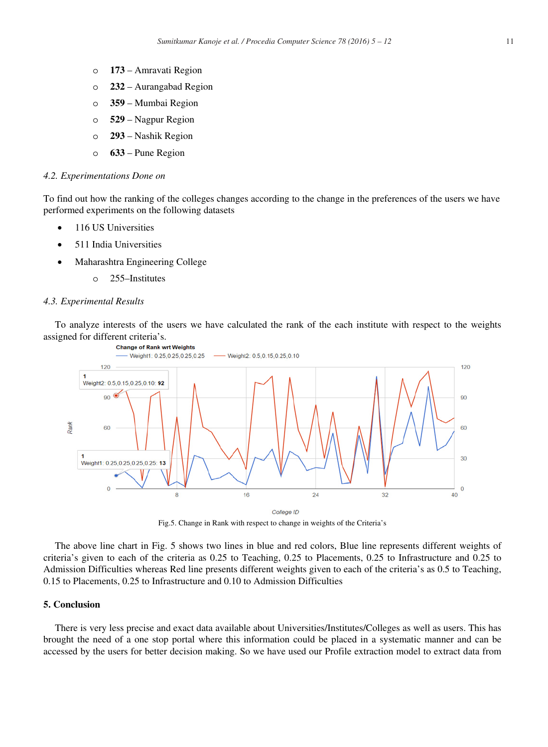- **173** – Amravati Region
- **232** – Aurangabad Region
- **359** – Mumbai Region
- **529** – Nagpur Region
- **293** – Nashik Region
- **633** – Pune Region

### *4.2. Experimentations Done on*

To find out how the ranking of the colleges changes according to the change in the preferences of the users we have performed experiments on the following datasets

- 116 US Universities
- 511 India Universities
- Maharashtra Engineering College
  - 255–Institutes

### *4.3. Experimental Results*

To analyze interests of the users we have calculated the rank of the each institute with respect to the weights assigned for different criteria's.

Fig.5. Change in Rank with respect to change in weights of the Criteria's

The above line chart in Fig. 5 shows two lines in blue and red colors, Blue line represents different weights of criteria's given to each of the criteria as 0.25 to Teaching, 0.25 to Placements, 0.25 to Infrastructure and 0.25 to Admission Difficulties whereas Red line presents different weights given to each of the criteria's as 0.5 to Teaching, 0.15 to Placements, 0.25 to Infrastructure and 0.10 to Admission Difficulties

## 5. Conclusion

There is very less precise and exact data available about Universities/Institutes/Colleges as well as users. This has brought the need of a one stop portal where this information could be placed in a systematic manner and can be accessed by the users for better decision making. So we have used our Profile extraction model to extract data from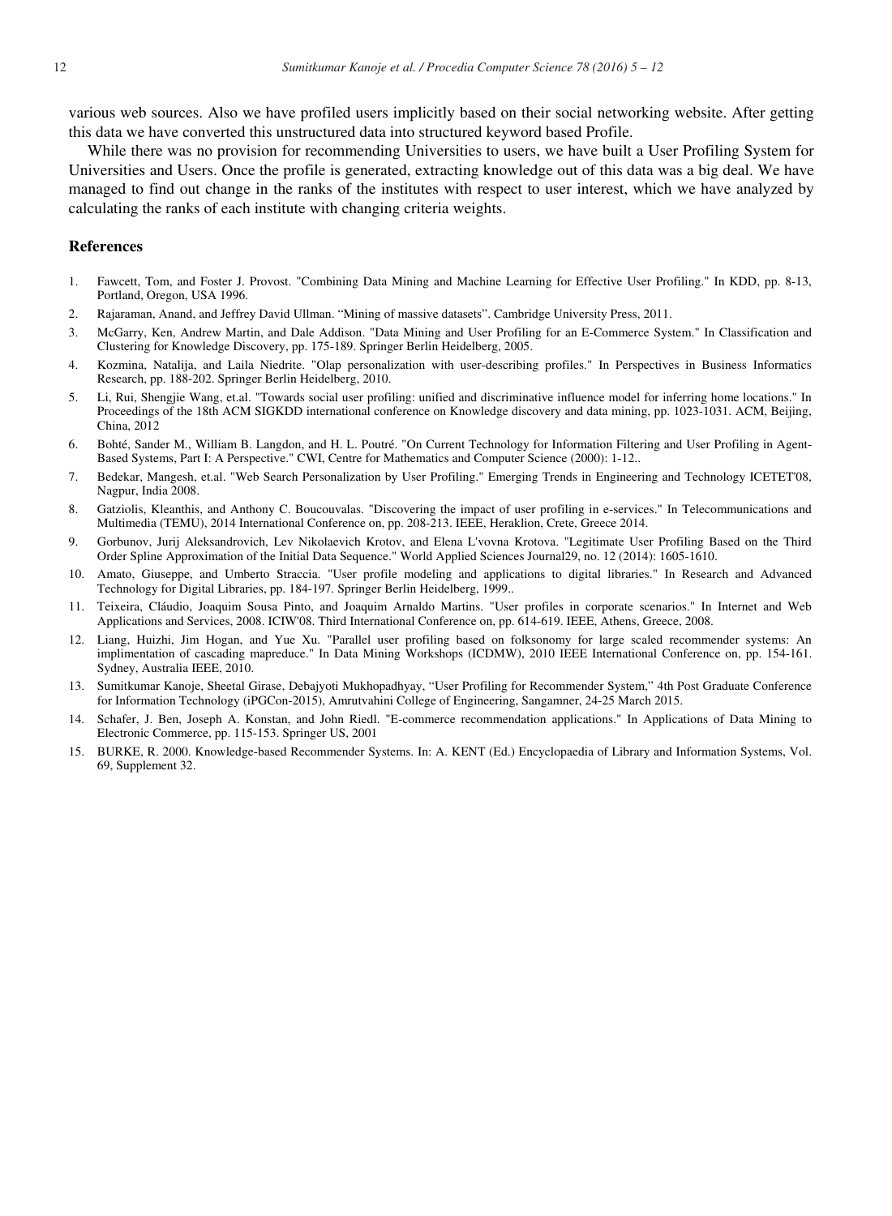various web sources. Also we have profiled users implicitly based on their social networking website. After getting this data we have converted this unstructured data into structured keyword based Profile.

While there was no provision for recommending Universities to users, we have built a User Profiling System for Universities and Users. Once the profile is generated, extracting knowledge out of this data was a big deal. We have managed to find out change in the ranks of the institutes with respect to user interest, which we have analyzed by calculating the ranks of each institute with changing criteria weights.

## References

1. Fawcett, Tom, and Foster J. Provost. "Combining Data Mining and Machine Learning for Effective User Profiling." In KDD, pp. 8-13, Portland, Oregon, USA 1996.
2. Rajaraman, Anand, and Jeffrey David Ullman. "Mining of massive datasets". Cambridge University Press, 2011.
3. McGarry, Ken, Andrew Martin, and Dale Addison. "Data Mining and User Profiling for an E-Commerce System." In Classification and Clustering for Knowledge Discovery, pp. 175-189. Springer Berlin Heidelberg, 2005.
4. Kozmina, Natalija, and Laila Niedrite. "Olap personalization with user-describing profiles." In Perspectives in Business Informatics Research, pp. 188-202. Springer Berlin Heidelberg, 2010.
5. Li, Rui, Shengjie Wang, et.al. "Towards social user profiling: unified and discriminative influence model for inferring home locations." In Proceedings of the 18th ACM SIGKDD international conference on Knowledge discovery and data mining, pp. 1023-1031. ACM, Beijing, China, 2012
6. Bohté, Sander M., William B. Langdon, and H. L. Poutré. "On Current Technology for Information Filtering and User Profiling in Agent-Based Systems, Part I: A Perspective." CWI, Centre for Mathematics and Computer Science (2000): 1-12..
7. Bedekar, Mangesh, et.al. "Web Search Personalization by User Profiling." Emerging Trends in Engineering and Technology ICETET'08, Nagpur, India 2008.
8. Gatziolis, Kleanthis, and Anthony C. Boucouvalas. "Discovering the impact of user profiling in e-services." In Telecommunications and Multimedia (TEMU), 2014 International Conference on, pp. 208-213. IEEE, Heraklion, Crete, Greece 2014.
9. Gorbunov, Jurij Aleksandrovich, Lev Nikolaevich Krotov, and Elena L'vovna Krotova. "Legitimate User Profiling Based on the Third Order Spline Approximation of the Initial Data Sequence." World Applied Sciences Journal29, no. 12 (2014): 1605-1610.
10. Amato, Giuseppe, and Umberto Straccia. "User profile modeling and applications to digital libraries." In Research and Advanced Technology for Digital Libraries, pp. 184-197. Springer Berlin Heidelberg, 1999..
11. Teixeira, Cláudio, Joaquim Sousa Pinto, and Joaquim Arnaldo Martins. "User profiles in corporate scenarios." In Internet and Web Applications and Services, 2008. ICIW'08. Third International Conference on, pp. 614-619. IEEE, Athens, Greece, 2008.
12. Liang, Huizhi, Jim Hogan, and Yue Xu. "Parallel user profiling based on folksonomy for large scaled recommender systems: An implimentation of cascading mapreduce." In Data Mining Workshops (ICDMW), 2010 IEEE International Conference on, pp. 154-161. Sydney, Australia IEEE, 2010.
13. Sumitkumar Kanoje, Sheetal Girase, Debajyoti Mukhopadhyay, "User Profiling for Recommender System," 4th Post Graduate Conference for Information Technology (iPGCon-2015), Amrutvahini College of Engineering, Sangamner, 24-25 March 2015.
14. Schafer, J. Ben, Joseph A. Konstan, and John Riedl. "E-commerce recommendation applications." In Applications of Data Mining to Electronic Commerce, pp. 115-153. Springer US, 2001
15. BURKE, R. 2000. Knowledge-based Recommender Systems. In: A. KENT (Ed.) Encyclopaedia of Library and Information Systems, Vol. 69, Supplement 32.